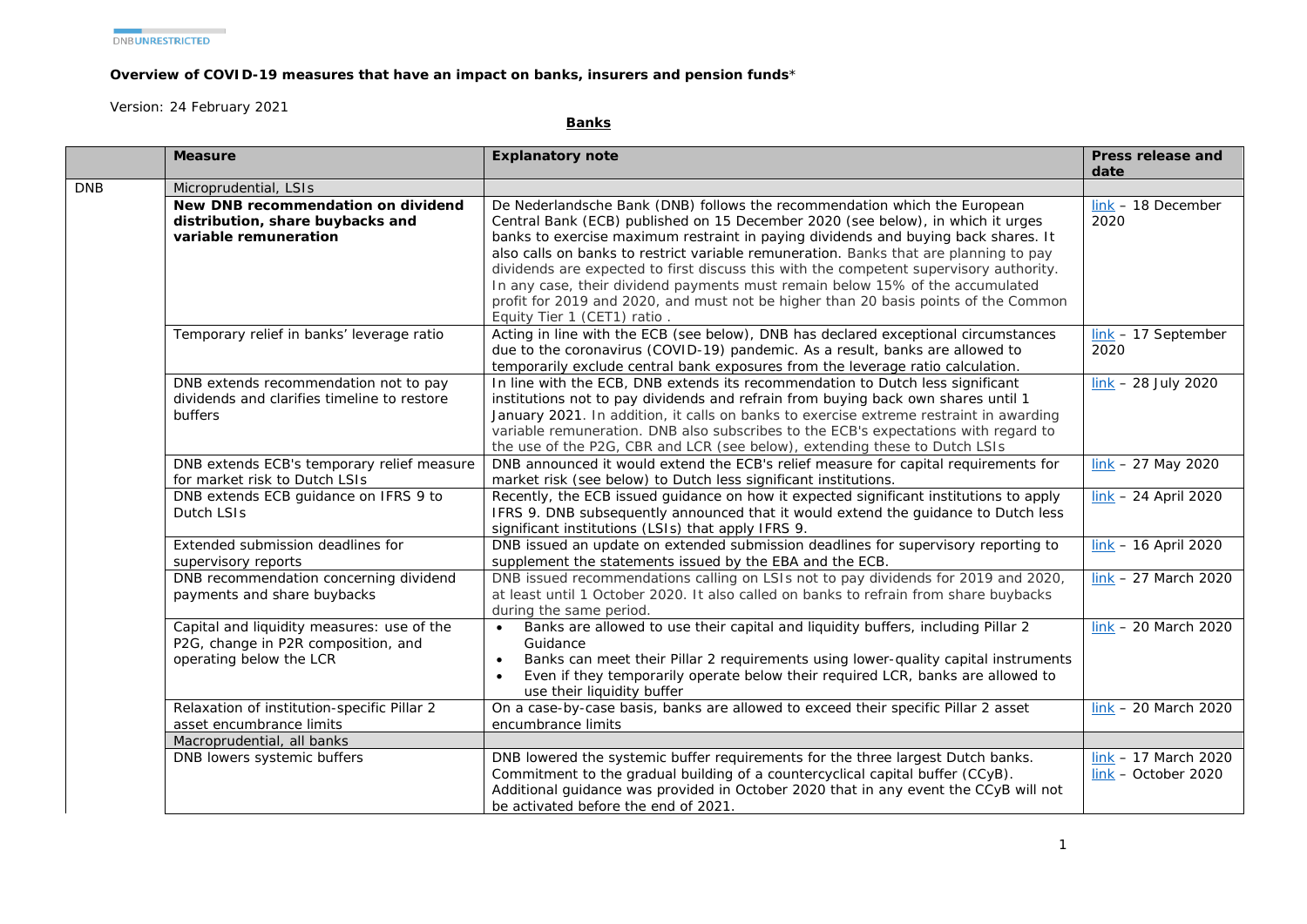**Overview of COVID-19 measures that have an impact on banks, insurers and pension funds***

Version: 24 February 2021

**Banks**

| | **Measure** | **Explanatory note** | **Press release and date** |
|---|---|---|---|
| DNB | Microprudential, LSIs | | |
| | **New DNB recommendation on dividend distribution, share buybacks and variable remuneration** | De Nederlandsche Bank (DNB) follows the recommendation which the European Central Bank (ECB) published on 15 December 2020 (see below), in which it urges banks to exercise maximum restraint in paying dividends and buying back shares. It also calls on banks to restrict variable remuneration. Banks that are planning to pay dividends are expected to first discuss this with the competent supervisory authority. In any case, their dividend payments must remain below 15% of the accumulated profit for 2019 and 2020, and must not be higher than 20 basis points of the Common Equity Tier 1 (CET1) ratio . | link – 18 December 2020 |
| | Temporary relief in banks' leverage ratio | Acting in line with the ECB (see below), DNB has declared exceptional circumstances due to the coronavirus (COVID-19) pandemic. As a result, banks are allowed to temporarily exclude central bank exposures from the leverage ratio calculation. | link – 17 September 2020 |
| | DNB extends recommendation not to pay dividends and clarifies timeline to restore buffers | In line with the ECB, DNB extends its recommendation to Dutch less significant institutions not to pay dividends and refrain from buying back own shares until 1 January 2021. In addition, it calls on banks to exercise extreme restraint in awarding variable remuneration. DNB also subscribes to the ECB's expectations with regard to the use of the P2G, CBR and LCR (see below), extending these to Dutch LSIs | link – 28 July 2020 |
| | DNB extends ECB's temporary relief measure for market risk to Dutch LSIs | DNB announced it would extend the ECB's relief measure for capital requirements for market risk (see below) to Dutch less significant institutions. | link – 27 May 2020 |
| | DNB extends ECB guidance on IFRS 9 to Dutch LSIs | Recently, the ECB issued guidance on how it expected significant institutions to apply IFRS 9. DNB subsequently announced that it would extend the guidance to Dutch less significant institutions (LSIs) that apply IFRS 9. | link – 24 April 2020 |
| | Extended submission deadlines for supervisory reports | DNB issued an update on extended submission deadlines for supervisory reporting to supplement the statements issued by the EBA and the ECB. | link – 16 April 2020 |
| | DNB recommendation concerning dividend payments and share buybacks | DNB issued recommendations calling on LSIs not to pay dividends for 2019 and 2020, at least until 1 October 2020. It also called on banks to refrain from share buybacks during the same period. | link – 27 March 2020 |
| | Capital and liquidity measures: use of the P2G, change in P2R composition, and operating below the LCR | • Banks are allowed to use their capital and liquidity buffers, including Pillar 2 Guidance<br>• Banks can meet their Pillar 2 requirements using lower-quality capital instruments<br>• Even if they temporarily operate below their required LCR, banks are allowed to use their liquidity buffer | link – 20 March 2020 |
| | Relaxation of institution-specific Pillar 2 asset encumbrance limits | On a case-by-case basis, banks are allowed to exceed their specific Pillar 2 asset encumbrance limits | link – 20 March 2020 |
| | Macroprudential, all banks | | |
| | DNB lowers systemic buffers | DNB lowered the systemic buffer requirements for the three largest Dutch banks. Commitment to the gradual building of a countercyclical capital buffer (CCyB). Additional guidance was provided in October 2020 that in any event the CCyB will not be activated before the end of 2021. | link – 17 March 2020<br>link – October 2020 |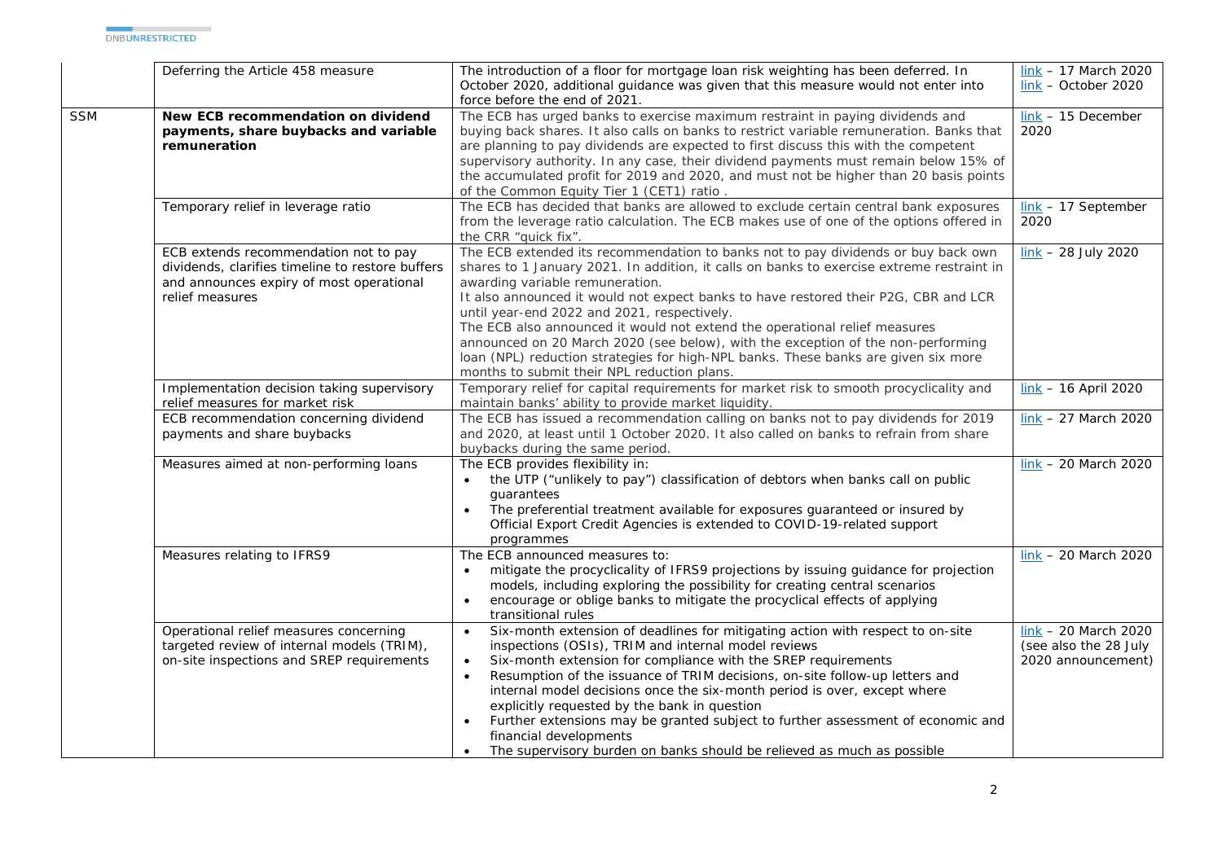| | | | |
|---|---|---|---|
| | Deferring the Article 458 measure | The introduction of a floor for mortgage loan risk weighting has been deferred. In October 2020, additional guidance was given that this measure would not enter into force before the end of 2021. | link – 17 March 2020<br>link – October 2020 |
| SSM | **New ECB recommendation on dividend payments, share buybacks and variable remuneration** | The ECB has urged banks to exercise maximum restraint in paying dividends and buying back shares. It also calls on banks to restrict variable remuneration. Banks that are planning to pay dividends are expected to first discuss this with the competent supervisory authority. In any case, their dividend payments must remain below 15% of the accumulated profit for 2019 and 2020, and must not be higher than 20 basis points of the Common Equity Tier 1 (CET1) ratio . | link – 15 December 2020 |
| | Temporary relief in leverage ratio | The ECB has decided that banks are allowed to exclude certain central bank exposures from the leverage ratio calculation. The ECB makes use of one of the options offered in the CRR "quick fix". | link – 17 September 2020 |
| | ECB extends recommendation not to pay dividends, clarifies timeline to restore buffers and announces expiry of most operational relief measures | The ECB extended its recommendation to banks not to pay dividends or buy back own shares to 1 January 2021. In addition, it calls on banks to exercise extreme restraint in awarding variable remuneration.<br>It also announced it would not expect banks to have restored their P2G, CBR and LCR until year-end 2022 and 2021, respectively.<br>The ECB also announced it would not extend the operational relief measures announced on 20 March 2020 (see below), with the exception of the non-performing loan (NPL) reduction strategies for high-NPL banks. These banks are given six more months to submit their NPL reduction plans. | link – 28 July 2020 |
| | Implementation decision taking supervisory relief measures for market risk | Temporary relief for capital requirements for market risk to smooth procyclicality and maintain banks' ability to provide market liquidity. | link – 16 April 2020 |
| | ECB recommendation concerning dividend payments and share buybacks | The ECB has issued a recommendation calling on banks not to pay dividends for 2019 and 2020, at least until 1 October 2020. It also called on banks to refrain from share buybacks during the same period. | link – 27 March 2020 |
| | Measures aimed at non-performing loans | The ECB provides flexibility in:<br>• the UTP ("unlikely to pay") classification of debtors when banks call on public guarantees<br>• The preferential treatment available for exposures guaranteed or insured by Official Export Credit Agencies is extended to COVID-19-related support programmes | link – 20 March 2020 |
| | Measures relating to IFRS9 | The ECB announced measures to:<br>• mitigate the procyclicality of IFRS9 projections by issuing guidance for projection models, including exploring the possibility for creating central scenarios<br>• encourage or oblige banks to mitigate the procyclical effects of applying transitional rules | link – 20 March 2020 |
| | Operational relief measures concerning targeted review of internal models (TRIM), on-site inspections and SREP requirements | • Six-month extension of deadlines for mitigating action with respect to on-site inspections (OSIs), TRIM and internal model reviews<br>• Six-month extension for compliance with the SREP requirements<br>• Resumption of the issuance of TRIM decisions, on-site follow-up letters and internal model decisions once the six-month period is over, except where explicitly requested by the bank in question<br>• Further extensions may be granted subject to further assessment of economic and financial developments<br>• The supervisory burden on banks should be relieved as much as possible | link – 20 March 2020 (see also the 28 July 2020 announcement) |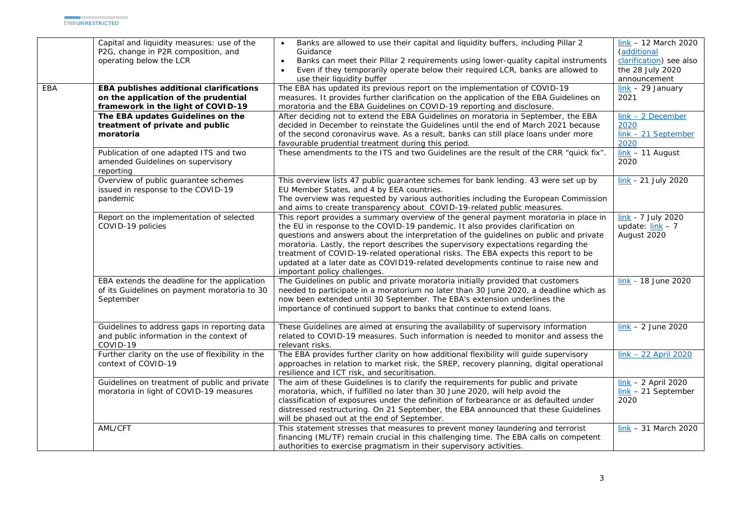| | | | |
|---|---|---|---|
| | Capital and liquidity measures: use of the P2G, change in P2R composition, and operating below the LCR | • Banks are allowed to use their capital and liquidity buffers, including Pillar 2 Guidance<br>• Banks can meet their Pillar 2 requirements using lower-quality capital instruments<br>• Even if they temporarily operate below their required LCR, banks are allowed to use their liquidity buffer | link – 12 March 2020 (additional clarification) see also the 28 July 2020 announcement |
| EBA | **EBA publishes additional clarifications on the application of the prudential framework in the light of COVID-19** | The EBA has updated its previous report on the implementation of COVID-19 measures. It provides further clarification on the application of the EBA Guidelines on moratoria and the EBA Guidelines on COVID-19 reporting and disclosure. | link – 29 January 2021 |
| | **The EBA updates Guidelines on the treatment of private and public moratoria** | After deciding not to extend the EBA Guidelines on moratoria in September, the EBA decided in December to reinstate the Guidelines until the end of March 2021 because of the second coronavirus wave. As a result, banks can still place loans under more favourable prudential treatment during this period. | link – 2 December 2020<br>link – 21 September 2020 |
| | Publication of one adapted ITS and two amended Guidelines on supervisory reporting | These amendments to the ITS and two Guidelines are the result of the CRR "quick fix". | link – 11 August 2020 |
| | Overview of public guarantee schemes issued in response to the COVID-19 pandemic | This overview lists 47 public guarantee schemes for bank lending. 43 were set up by EU Member States, and 4 by EEA countries.<br>The overview was requested by various authorities including the European Commission and aims to create transparency about COVID-19-related public measures. | link - 21 July 2020 |
| | Report on the implementation of selected COVID-19 policies | This report provides a summary overview of the general payment moratoria in place in the EU in response to the COVID-19 pandemic. It also provides clarification on questions and answers about the interpretation of the guidelines on public and private moratoria. Lastly, the report describes the supervisory expectations regarding the treatment of COVID-19-related operational risks. The EBA expects this report to be updated at a later date as COVID19-related developments continue to raise new and important policy challenges. | link - 7 July 2020<br>update: link – 7 August 2020 |
| | EBA extends the deadline for the application of its Guidelines on payment moratoria to 30 September | The Guidelines on public and private moratoria initially provided that customers needed to participate in a moratorium no later than 30 June 2020, a deadline which as now been extended until 30 September. The EBA's extension underlines the importance of continued support to banks that continue to extend loans. | link - 18 June 2020 |
| | Guidelines to address gaps in reporting data and public information in the context of COVID-19 | These Guidelines are aimed at ensuring the availability of supervisory information related to COVID-19 measures. Such information is needed to monitor and assess the relevant risks. | link – 2 June 2020 |
| | Further clarity on the use of flexibility in the context of COVID-19 | The EBA provides further clarity on how additional flexibility will guide supervisory approaches in relation to market risk, the SREP, recovery planning, digital operational resilience and ICT risk, and securitisation. | link – 22 April 2020 |
| | Guidelines on treatment of public and private moratoria in light of COVID-19 measures | The aim of these Guidelines is to clarify the requirements for public and private moratoria, which, if fulfilled no later than 30 June 2020, will help avoid the classification of exposures under the definition of forbearance or as defaulted under distressed restructuring. On 21 September, the EBA announced that these Guidelines will be phased out at the end of September. | link – 2 April 2020<br>link – 21 September 2020 |
| | AML/CFT | This statement stresses that measures to prevent money laundering and terrorist financing (ML/TF) remain crucial in this challenging time. The EBA calls on competent authorities to exercise pragmatism in their supervisory activities. | link – 31 March 2020 |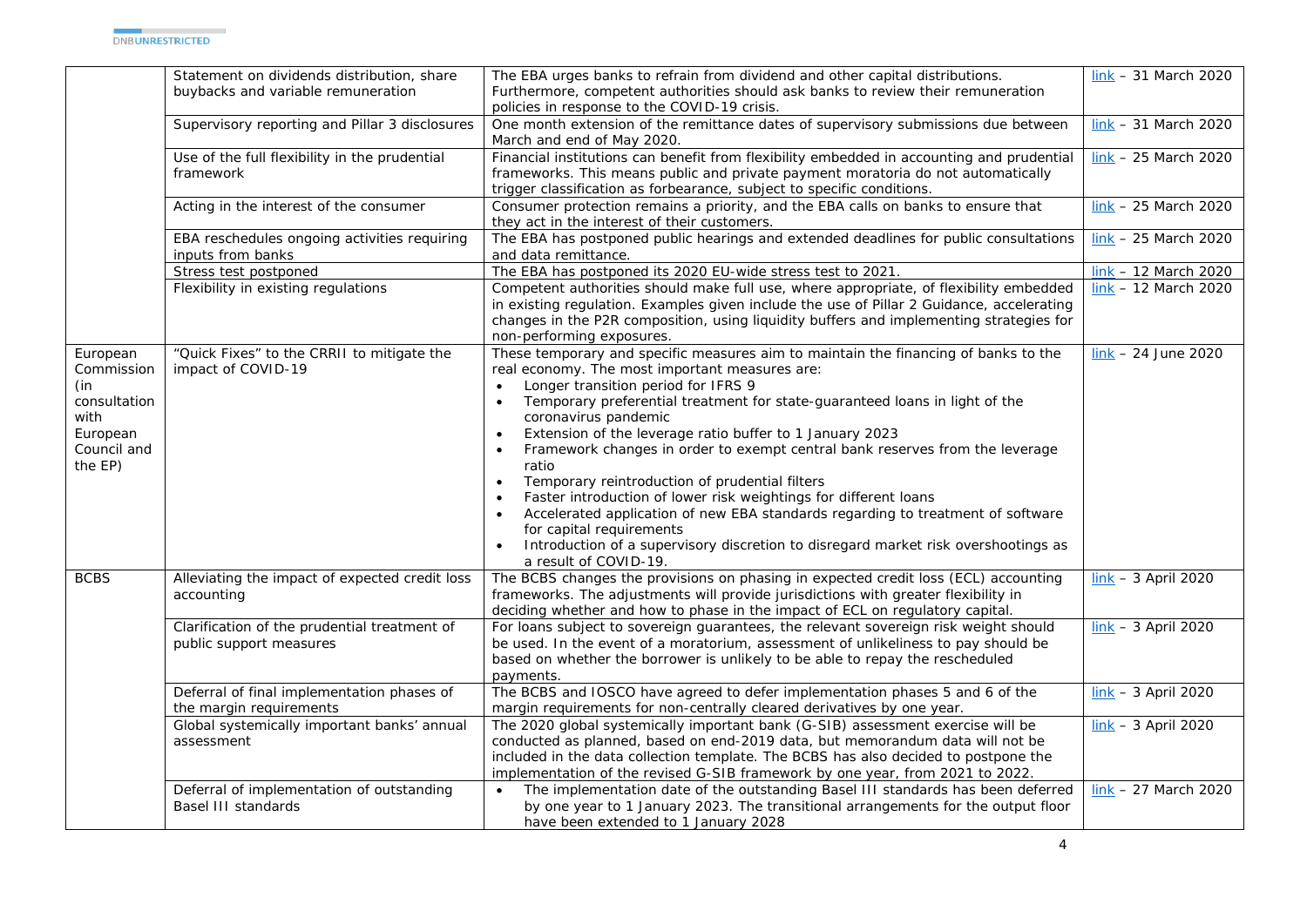| | | | |
|---|---|---|---|
| | Statement on dividends distribution, share buybacks and variable remuneration | The EBA urges banks to refrain from dividend and other capital distributions. Furthermore, competent authorities should ask banks to review their remuneration policies in response to the COVID-19 crisis. | link – 31 March 2020 |
| | Supervisory reporting and Pillar 3 disclosures | One month extension of the remittance dates of supervisory submissions due between March and end of May 2020. | link – 31 March 2020 |
| | Use of the full flexibility in the prudential framework | Financial institutions can benefit from flexibility embedded in accounting and prudential frameworks. This means public and private payment moratoria do not automatically trigger classification as forbearance, subject to specific conditions. | link – 25 March 2020 |
| | Acting in the interest of the consumer | Consumer protection remains a priority, and the EBA calls on banks to ensure that they act in the interest of their customers. | link – 25 March 2020 |
| | EBA reschedules ongoing activities requiring inputs from banks | The EBA has postponed public hearings and extended deadlines for public consultations and data remittance. | link – 25 March 2020 |
| | Stress test postponed | The EBA has postponed its 2020 EU-wide stress test to 2021. | link – 12 March 2020 |
| | Flexibility in existing regulations | Competent authorities should make full use, where appropriate, of flexibility embedded in existing regulation. Examples given include the use of Pillar 2 Guidance, accelerating changes in the P2R composition, using liquidity buffers and implementing strategies for non-performing exposures. | link – 12 March 2020 |
| European Commission (in consultation with European Council and the EP) | "Quick Fixes" to the CRRII to mitigate the impact of COVID-19 | These temporary and specific measures aim to maintain the financing of banks to the real economy. The most important measures are:<br>• Longer transition period for IFRS 9<br>• Temporary preferential treatment for state-guaranteed loans in light of the coronavirus pandemic<br>• Extension of the leverage ratio buffer to 1 January 2023<br>• Framework changes in order to exempt central bank reserves from the leverage ratio<br>• Temporary reintroduction of prudential filters<br>• Faster introduction of lower risk weightings for different loans<br>• Accelerated application of new EBA standards regarding to treatment of software for capital requirements<br>• Introduction of a supervisory discretion to disregard market risk overshootings as a result of COVID-19. | link – 24 June 2020 |
| BCBS | Alleviating the impact of expected credit loss accounting | The BCBS changes the provisions on phasing in expected credit loss (ECL) accounting frameworks. The adjustments will provide jurisdictions with greater flexibility in deciding whether and how to phase in the impact of ECL on regulatory capital. | link – 3 April 2020 |
| | Clarification of the prudential treatment of public support measures | For loans subject to sovereign guarantees, the relevant sovereign risk weight should be used. In the event of a moratorium, assessment of unlikeliness to pay should be based on whether the borrower is unlikely to be able to repay the rescheduled payments. | link – 3 April 2020 |
| | Deferral of final implementation phases of the margin requirements | The BCBS and IOSCO have agreed to defer implementation phases 5 and 6 of the margin requirements for non-centrally cleared derivatives by one year. | link – 3 April 2020 |
| | Global systemically important banks' annual assessment | The 2020 global systemically important bank (G-SIB) assessment exercise will be conducted as planned, based on end-2019 data, but memorandum data will not be included in the data collection template. The BCBS has also decided to postpone the implementation of the revised G-SIB framework by one year, from 2021 to 2022. | link – 3 April 2020 |
| | Deferral of implementation of outstanding Basel III standards | • The implementation date of the outstanding Basel III standards has been deferred by one year to 1 January 2023. The transitional arrangements for the output floor have been extended to 1 January 2028 | link – 27 March 2020 |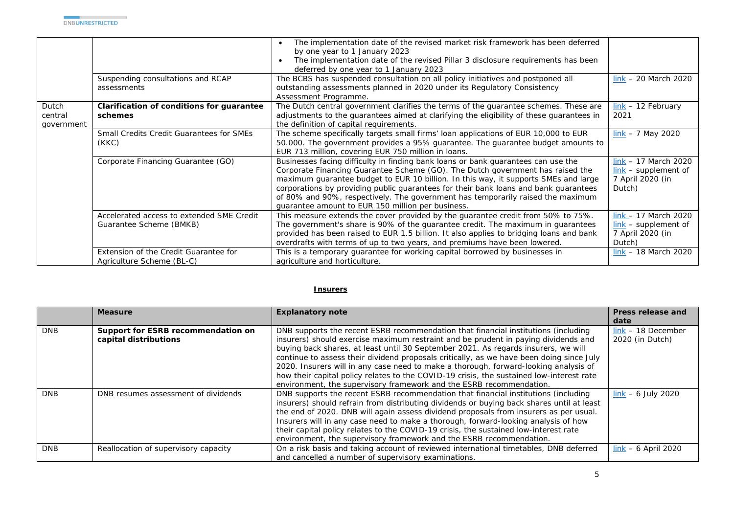| | | • The implementation date of the revised market risk framework has been deferred by one year to 1 January 2023<br>• The implementation date of the revised Pillar 3 disclosure requirements has been deferred by one year to 1 January 2023 | |
|---|---|---|---|
| | Suspending consultations and RCAP assessments | The BCBS has suspended consultation on all policy initiatives and postponed all outstanding assessments planned in 2020 under its Regulatory Consistency Assessment Programme. | link – 20 March 2020 |
| Dutch central government | **Clarification of conditions for guarantee schemes** | The Dutch central government clarifies the terms of the guarantee schemes. These are adjustments to the guarantees aimed at clarifying the eligibility of these guarantees in the definition of capital requirements. | link – 12 February 2021 |
| | Small Credits Credit Guarantees for SMEs (KKC) | The scheme specifically targets small firms' loan applications of EUR 10,000 to EUR 50.000. The government provides a 95% guarantee. The guarantee budget amounts to EUR 713 million, covering EUR 750 million in loans. | link – 7 May 2020 |
| | Corporate Financing Guarantee (GO) | Businesses facing difficulty in finding bank loans or bank guarantees can use the Corporate Financing Guarantee Scheme (GO). The Dutch government has raised the maximum guarantee budget to EUR 10 billion. In this way, it supports SMEs and large corporations by providing public guarantees for their bank loans and bank guarantees of 80% and 90%, respectively. The government has temporarily raised the maximum guarantee amount to EUR 150 million per business. | link – 17 March 2020<br>link – supplement of 7 April 2020 (in Dutch) |
| | Accelerated access to extended SME Credit Guarantee Scheme (BMKB) | This measure extends the cover provided by the guarantee credit from 50% to 75%. The government's share is 90% of the guarantee credit. The maximum in guarantees provided has been raised to EUR 1.5 billion. It also applies to bridging loans and bank overdrafts with terms of up to two years, and premiums have been lowered. | link – 17 March 2020<br>link – supplement of 7 April 2020 (in Dutch) |
| | Extension of the Credit Guarantee for Agriculture Scheme (BL-C) | This is a temporary guarantee for working capital borrowed by businesses in agriculture and horticulture. | link – 18 March 2020 |

## Insurers

| | Measure | Explanatory note | Press release and date |
|---|---|---|---|
| DNB | **Support for ESRB recommendation on capital distributions** | DNB supports the recent ESRB recommendation that financial institutions (including insurers) should exercise maximum restraint and be prudent in paying dividends and buying back shares, at least until 30 September 2021. As regards insurers, we will continue to assess their dividend proposals critically, as we have been doing since July 2020. Insurers will in any case need to make a thorough, forward-looking analysis of how their capital policy relates to the COVID-19 crisis, the sustained low-interest rate environment, the supervisory framework and the ESRB recommendation. | link – 18 December 2020 (in Dutch) |
| DNB | DNB resumes assessment of dividends | DNB supports the recent ESRB recommendation that financial institutions (including insurers) should refrain from distributing dividends or buying back shares until at least the end of 2020. DNB will again assess dividend proposals from insurers as per usual. Insurers will in any case need to make a thorough, forward-looking analysis of how their capital policy relates to the COVID-19 crisis, the sustained low-interest rate environment, the supervisory framework and the ESRB recommendation. | link – 6 July 2020 |
| DNB | Reallocation of supervisory capacity | On a risk basis and taking account of reviewed international timetables, DNB deferred and cancelled a number of supervisory examinations. | link – 6 April 2020 |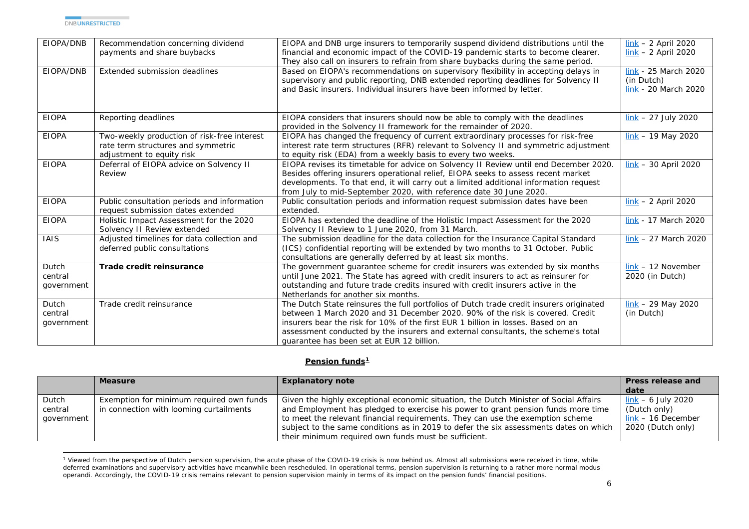| EIOPA/DNB | Recommendation concerning dividend payments and share buybacks | EIOPA and DNB urge insurers to temporarily suspend dividend distributions until the financial and economic impact of the COVID-19 pandemic starts to become clearer. They also call on insurers to refrain from share buybacks during the same period. | link – 2 April 2020<br>link – 2 April 2020 |
|---|---|---|---|
| EIOPA/DNB | Extended submission deadlines | Based on EIOPA's recommendations on supervisory flexibility in accepting delays in supervisory and public reporting, DNB extended reporting deadlines for Solvency II and Basic insurers. Individual insurers have been informed by letter. | link - 25 March 2020 (in Dutch)<br>link - 20 March 2020 |
| EIOPA | Reporting deadlines | EIOPA considers that insurers should now be able to comply with the deadlines provided in the Solvency II framework for the remainder of 2020. | link – 27 July 2020 |
| EIOPA | Two-weekly production of risk-free interest rate term structures and symmetric adjustment to equity risk | EIOPA has changed the frequency of current extraordinary processes for risk-free interest rate term structures (RFR) relevant to Solvency II and symmetric adjustment to equity risk (EDA) from a weekly basis to every two weeks. | link – 19 May 2020 |
| EIOPA | Deferral of EIOPA advice on Solvency II Review | EIOPA revises its timetable for advice on Solvency II Review until end December 2020. Besides offering insurers operational relief, EIOPA seeks to assess recent market developments. To that end, it will carry out a limited additional information request from July to mid-September 2020, with reference date 30 June 2020. | link – 30 April 2020 |
| EIOPA | Public consultation periods and information request submission dates extended | Public consultation periods and information request submission dates have been extended. | link – 2 April 2020 |
| EIOPA | Holistic Impact Assessment for the 2020 Solvency II Review extended | EIOPA has extended the deadline of the Holistic Impact Assessment for the 2020 Solvency II Review to 1 June 2020, from 31 March. | link - 17 March 2020 |
| IAIS | Adjusted timelines for data collection and deferred public consultations | The submission deadline for the data collection for the Insurance Capital Standard (ICS) confidential reporting will be extended by two months to 31 October. Public consultations are generally deferred by at least six months. | link – 27 March 2020 |
| Dutch central government | **Trade credit reinsurance** | The government guarantee scheme for credit insurers was extended by six months until June 2021. The State has agreed with credit insurers to act as reinsurer for outstanding and future trade credits insured with credit insurers active in the Netherlands for another six months. | link – 12 November 2020 (in Dutch) |
| Dutch central government | Trade credit reinsurance | The Dutch State reinsures the full portfolios of Dutch trade credit insurers originated between 1 March 2020 and 31 December 2020. 90% of the risk is covered. Credit insurers bear the risk for 10% of the first EUR 1 billion in losses. Based on an assessment conducted by the insurers and external consultants, the scheme's total guarantee has been set at EUR 12 billion. | link – 29 May 2020 (in Dutch) |

**Pension funds**[1]

| | Measure | Explanatory note | Press release and date |
|---|---|---|---|
| Dutch central government | Exemption for minimum required own funds in connection with looming curtailments | Given the highly exceptional economic situation, the Dutch Minister of Social Affairs and Employment has pledged to exercise his power to grant pension funds more time to meet the relevant financial requirements. They can use the exemption scheme subject to the same conditions as in 2019 to defer the six assessments dates on which their minimum required own funds must be sufficient. | link – 6 July 2020 (Dutch only)<br>link – 16 December 2020 (Dutch only) |

[1] Viewed from the perspective of Dutch pension supervision, the acute phase of the COVID-19 crisis is now behind us. Almost all submissions were received in time, while deferred examinations and supervisory activities have meanwhile been rescheduled. In operational terms, pension supervision is returning to a rather more normal modus operandi. Accordingly, the COVID-19 crisis remains relevant to pension supervision mainly in terms of its impact on the pension funds' financial positions.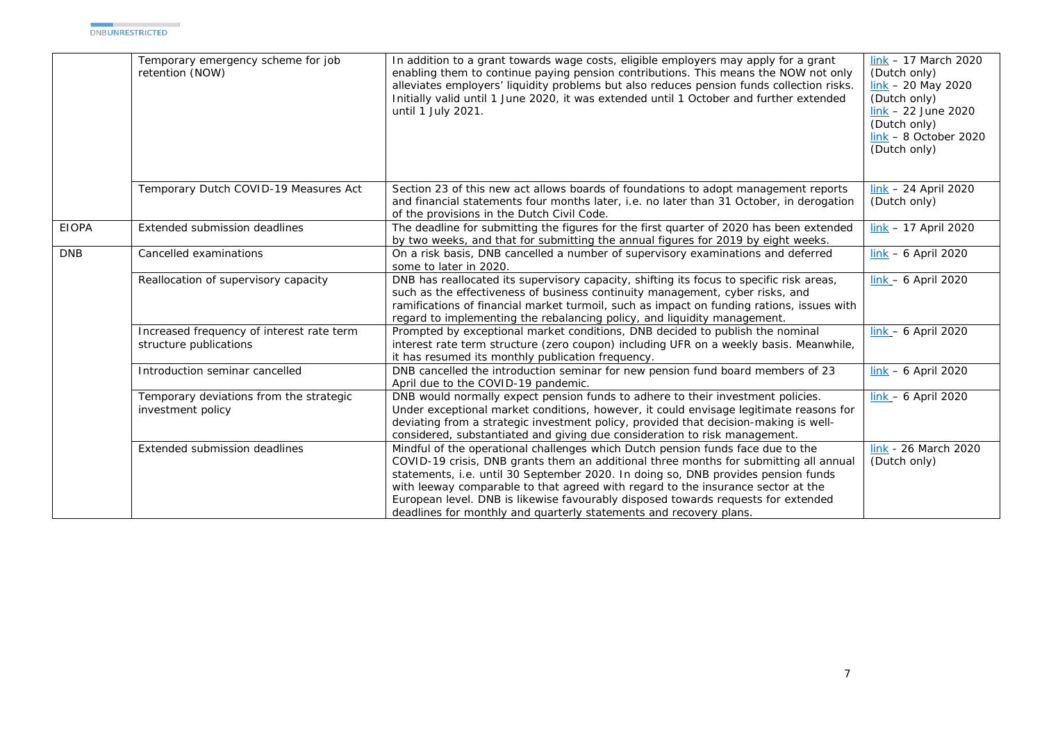| | | | |
|---|---|---|---|
| | Temporary emergency scheme for job retention (NOW) | In addition to a grant towards wage costs, eligible employers may apply for a grant enabling them to continue paying pension contributions. This means the NOW not only alleviates employers' liquidity problems but also reduces pension funds collection risks. Initially valid until 1 June 2020, it was extended until 1 October and further extended until 1 July 2021. | link – 17 March 2020 (Dutch only) link – 20 May 2020 (Dutch only) link – 22 June 2020 (Dutch only) link – 8 October 2020 (Dutch only) |
| | Temporary Dutch COVID-19 Measures Act | Section 23 of this new act allows boards of foundations to adopt management reports and financial statements four months later, i.e. no later than 31 October, in derogation of the provisions in the Dutch Civil Code. | link – 24 April 2020 (Dutch only) |
| EIOPA | Extended submission deadlines | The deadline for submitting the figures for the first quarter of 2020 has been extended by two weeks, and that for submitting the annual figures for 2019 by eight weeks. | link – 17 April 2020 |
| DNB | Cancelled examinations | On a risk basis, DNB cancelled a number of supervisory examinations and deferred some to later in 2020. | link – 6 April 2020 |
| | Reallocation of supervisory capacity | DNB has reallocated its supervisory capacity, shifting its focus to specific risk areas, such as the effectiveness of business continuity management, cyber risks, and ramifications of financial market turmoil, such as impact on funding rations, issues with regard to implementing the rebalancing policy, and liquidity management. | link – 6 April 2020 |
| | Increased frequency of interest rate term structure publications | Prompted by exceptional market conditions, DNB decided to publish the nominal interest rate term structure (zero coupon) including UFR on a weekly basis. Meanwhile, it has resumed its monthly publication frequency. | link – 6 April 2020 |
| | Introduction seminar cancelled | DNB cancelled the introduction seminar for new pension fund board members of 23 April due to the COVID-19 pandemic. | link – 6 April 2020 |
| | Temporary deviations from the strategic investment policy | DNB would normally expect pension funds to adhere to their investment policies. Under exceptional market conditions, however, it could envisage legitimate reasons for deviating from a strategic investment policy, provided that decision-making is well-considered, substantiated and giving due consideration to risk management. | link – 6 April 2020 |
| | Extended submission deadlines | Mindful of the operational challenges which Dutch pension funds face due to the COVID-19 crisis, DNB grants them an additional three months for submitting all annual statements, i.e. until 30 September 2020. In doing so, DNB provides pension funds with leeway comparable to that agreed with regard to the insurance sector at the European level. DNB is likewise favourably disposed towards requests for extended deadlines for monthly and quarterly statements and recovery plans. | link - 26 March 2020 (Dutch only) |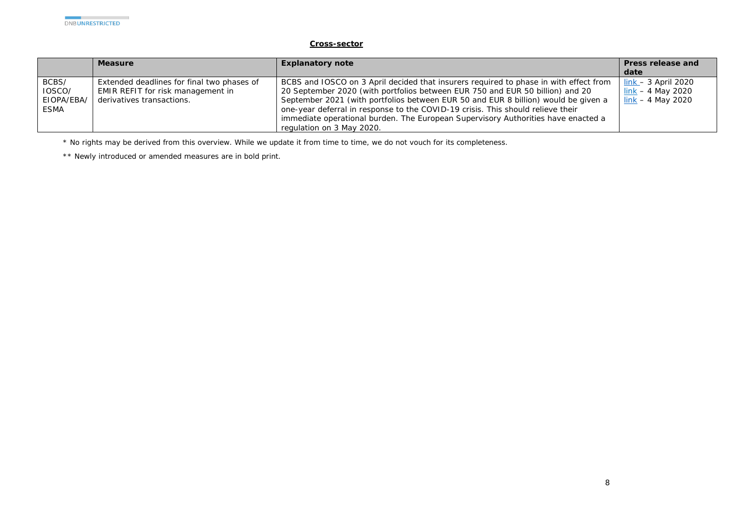## Cross-sector

| | Measure | Explanatory note | Press release and date |
|---|---|---|---|
| BCBS/ IOSCO/ EIOPA/EBA/ ESMA | Extended deadlines for final two phases of EMIR REFIT for risk management in derivatives transactions. | BCBS and IOSCO on 3 April decided that insurers required to phase in with effect from 20 September 2020 (with portfolios between EUR 750 and EUR 50 billion) and 20 September 2021 (with portfolios between EUR 50 and EUR 8 billion) would be given a one-year deferral in response to the COVID-19 crisis. This should relieve their immediate operational burden. The European Supervisory Authorities have enacted a regulation on 3 May 2020. | link – 3 April 2020<br>link – 4 May 2020<br>link – 4 May 2020 |

* No rights may be derived from this overview. While we update it from time to time, we do not vouch for its completeness.

** Newly introduced or amended measures are in bold print.